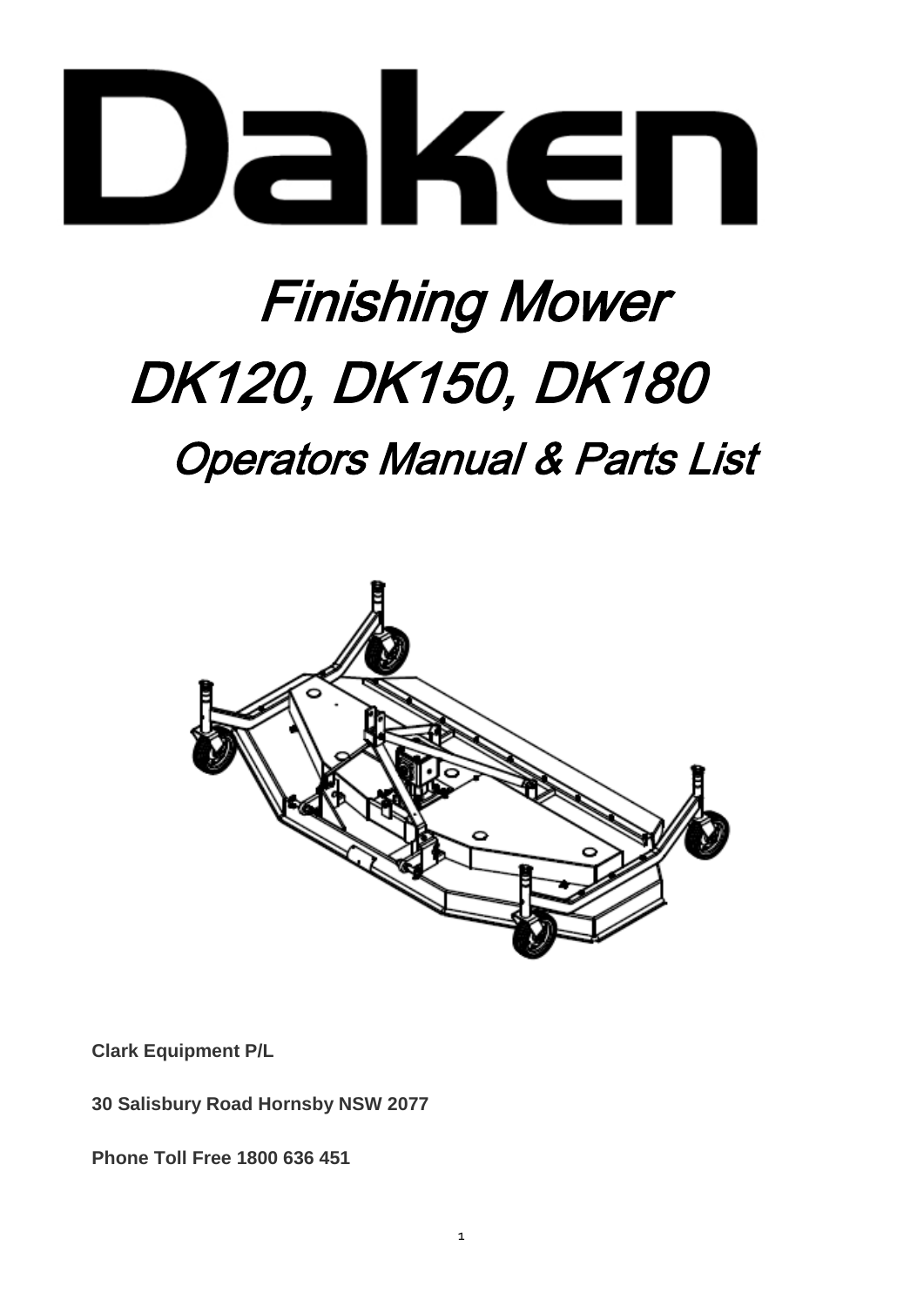# Daken

# Finishing Mower

# DK120, DK150, DK180

## Operators Manual & Parts List

**Clark Equipment P/L**

**30 Salisbury Road Hornsby NSW 2077**

**Phone Toll Free 1800 636 451**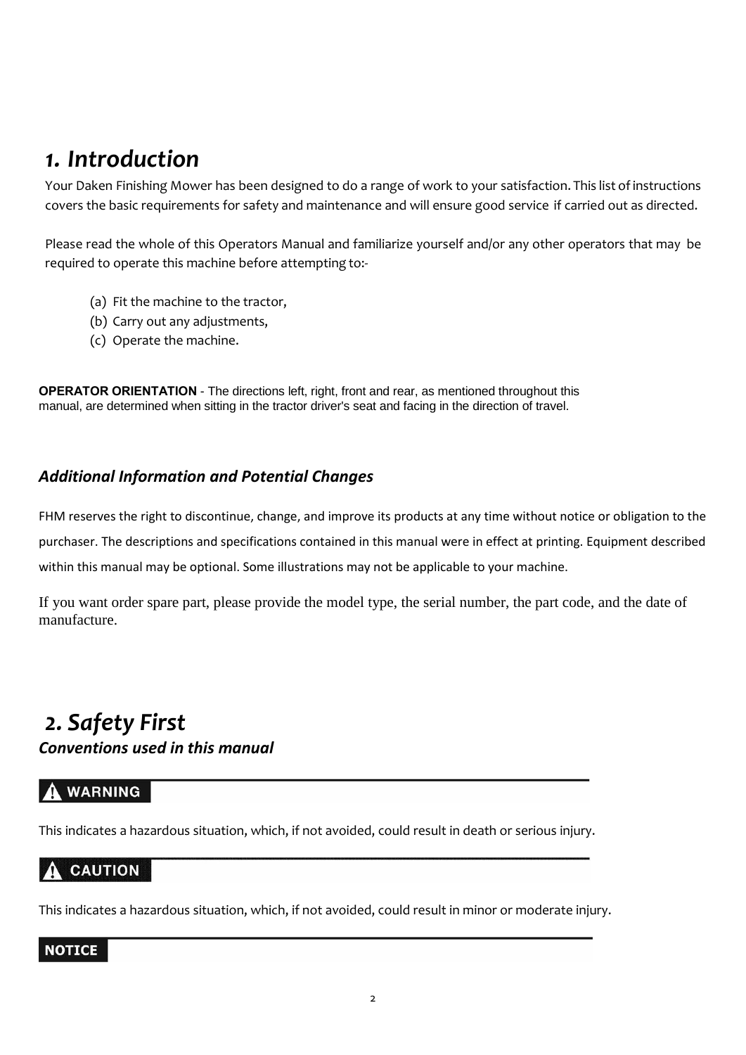# 1. *Introduction*

Your Daken Finishing Mower has been designed to do a range of work to your satisfaction. This list of instructions covers the basic requirements for safety and maintenance and will ensure good service if carried out as directed.

Please read the whole of this Operators Manual and familiarize yourself and/or any other operators that may be required to operate this machine before attempting to:-

(a) Fit the machine to the tractor,
(b) Carry out any adjustments,
(c) Operate the machine.

**OPERATOR ORIENTATION** - The directions left, right, front and rear, as mentioned throughout this manual, are determined when sitting in the tractor driver's seat and facing in the direction of travel.

### *Additional Information and Potential Changes*

FHM reserves the right to discontinue, change, and improve its products at any time without notice or obligation to the purchaser. The descriptions and specifications contained in this manual were in effect at printing. Equipment described within this manual may be optional. Some illustrations may not be applicable to your machine.

If you want order spare part, please provide the model type, the serial number, the part code, and the date of manufacture.

# 2. *Safety First*

### *Conventions used in this manual*

**⚠ WARNING**

This indicates a hazardous situation, which, if not avoided, could result in death or serious injury.

**⚠ CAUTION**

This indicates a hazardous situation, which, if not avoided, could result in minor or moderate injury.

**NOTICE**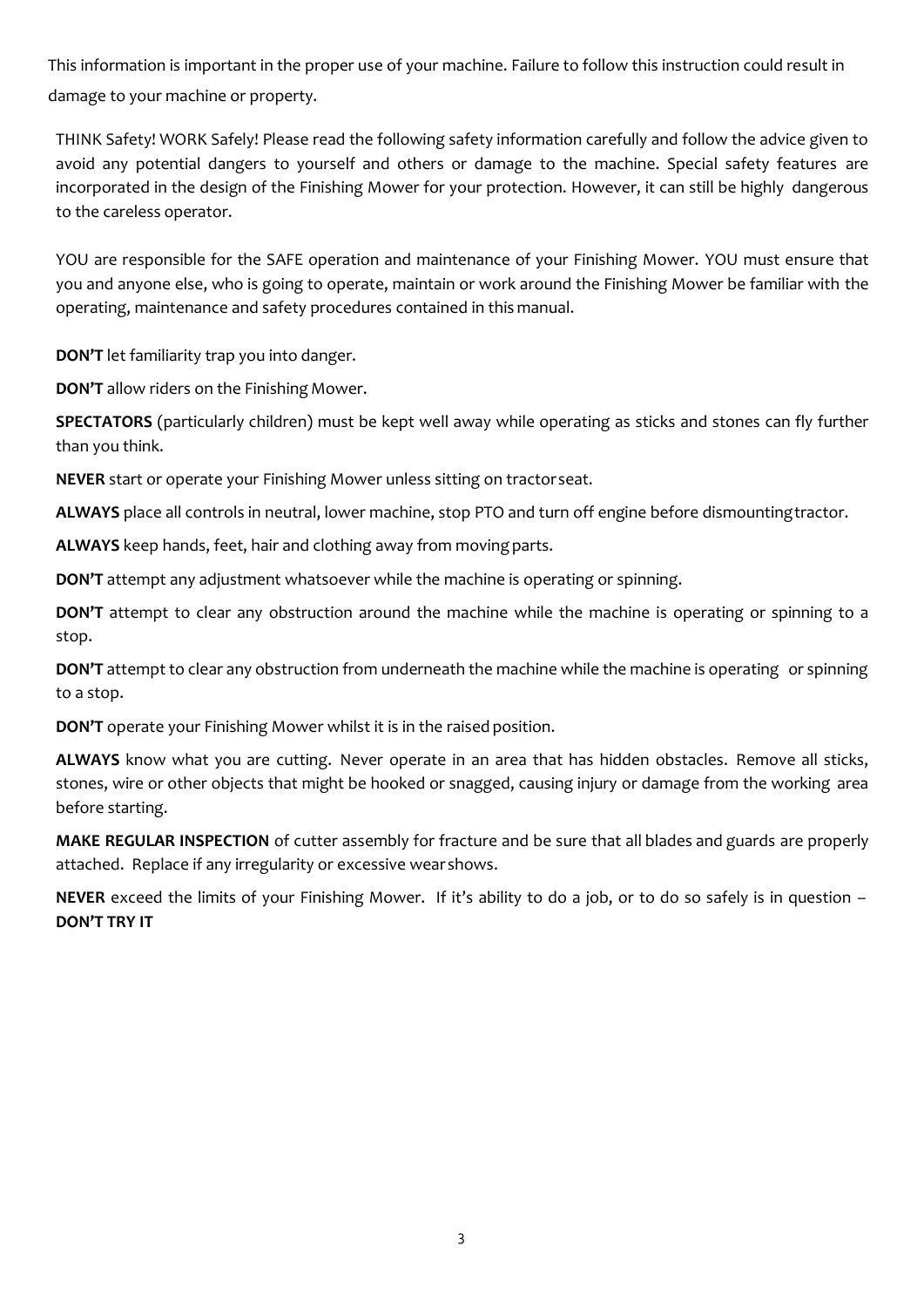This information is important in the proper use of your machine. Failure to follow this instruction could result in damage to your machine or property.

THINK Safety! WORK Safely! Please read the following safety information carefully and follow the advice given to avoid any potential dangers to yourself and others or damage to the machine. Special safety features are incorporated in the design of the Finishing Mower for your protection. However, it can still be highly dangerous to the careless operator.

YOU are responsible for the SAFE operation and maintenance of your Finishing Mower. YOU must ensure that you and anyone else, who is going to operate, maintain or work around the Finishing Mower be familiar with the operating, maintenance and safety procedures contained in this manual.

**DON'T** let familiarity trap you into danger.

**DON'T** allow riders on the Finishing Mower.

**SPECTATORS** (particularly children) must be kept well away while operating as sticks and stones can fly further than you think.

**NEVER** start or operate your Finishing Mower unless sitting on tractor seat.

**ALWAYS** place all controls in neutral, lower machine, stop PTO and turn off engine before dismounting tractor.

**ALWAYS** keep hands, feet, hair and clothing away from moving parts.

**DON'T** attempt any adjustment whatsoever while the machine is operating or spinning.

**DON'T** attempt to clear any obstruction around the machine while the machine is operating or spinning to a stop.

**DON'T** attempt to clear any obstruction from underneath the machine while the machine is operating or spinning to a stop.

**DON'T** operate your Finishing Mower whilst it is in the raised position.

**ALWAYS** know what you are cutting. Never operate in an area that has hidden obstacles. Remove all sticks, stones, wire or other objects that might be hooked or snagged, causing injury or damage from the working area before starting.

**MAKE REGULAR INSPECTION** of cutter assembly for fracture and be sure that all blades and guards are properly attached. Replace if any irregularity or excessive wear shows.

**NEVER** exceed the limits of your Finishing Mower. If it's ability to do a job, or to do so safely is in question – **DON'T TRY IT**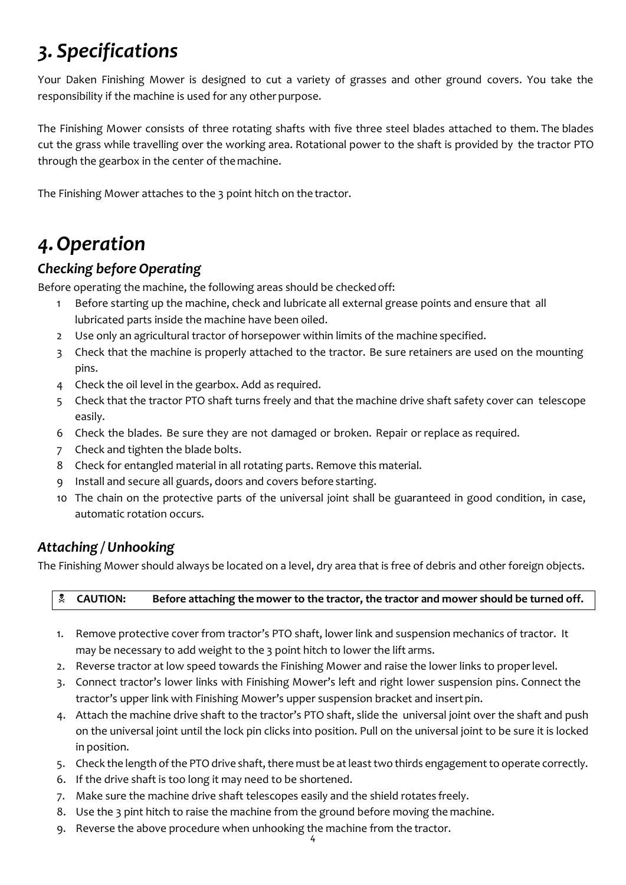# *3. Specifications*

Your Daken Finishing Mower is designed to cut a variety of grasses and other ground covers. You take the responsibility if the machine is used for any other purpose.

The Finishing Mower consists of three rotating shafts with five three steel blades attached to them. The blades cut the grass while travelling over the working area. Rotational power to the shaft is provided by the tractor PTO through the gearbox in the center of the machine.

The Finishing Mower attaches to the 3 point hitch on the tractor.

# *4. Operation*

## *Checking before Operating*

Before operating the machine, the following areas should be checked off:

1. Before starting up the machine, check and lubricate all external grease points and ensure that all lubricated parts inside the machine have been oiled.
2. Use only an agricultural tractor of horsepower within limits of the machine specified.
3. Check that the machine is properly attached to the tractor. Be sure retainers are used on the mounting pins.
4. Check the oil level in the gearbox. Add as required.
5. Check that the tractor PTO shaft turns freely and that the machine drive shaft safety cover can telescope easily.
6. Check the blades. Be sure they are not damaged or broken. Repair or replace as required.
7. Check and tighten the blade bolts.
8. Check for entangled material in all rotating parts. Remove this material.
9. Install and secure all guards, doors and covers before starting.
10. The chain on the protective parts of the universal joint shall be guaranteed in good condition, in case, automatic rotation occurs.

## *Attaching / Unhooking*

The Finishing Mower should always be located on a level, dry area that is free of debris and other foreign objects.

☠ **CAUTION: Before attaching the mower to the tractor, the tractor and mower should be turned off.**

1. Remove protective cover from tractor's PTO shaft, lower link and suspension mechanics of tractor. It may be necessary to add weight to the 3 point hitch to lower the lift arms.
2. Reverse tractor at low speed towards the Finishing Mower and raise the lower links to proper level.
3. Connect tractor's lower links with Finishing Mower's left and right lower suspension pins. Connect the tractor's upper link with Finishing Mower's upper suspension bracket and insert pin.
4. Attach the machine drive shaft to the tractor's PTO shaft, slide the universal joint over the shaft and push on the universal joint until the lock pin clicks into position. Pull on the universal joint to be sure it is locked in position.
5. Check the length of the PTO drive shaft, there must be at least two thirds engagement to operate correctly.
6. If the drive shaft is too long it may need to be shortened.
7. Make sure the machine drive shaft telescopes easily and the shield rotates freely.
8. Use the 3 pint hitch to raise the machine from the ground before moving the machine.
9. Reverse the above procedure when unhooking the machine from the tractor.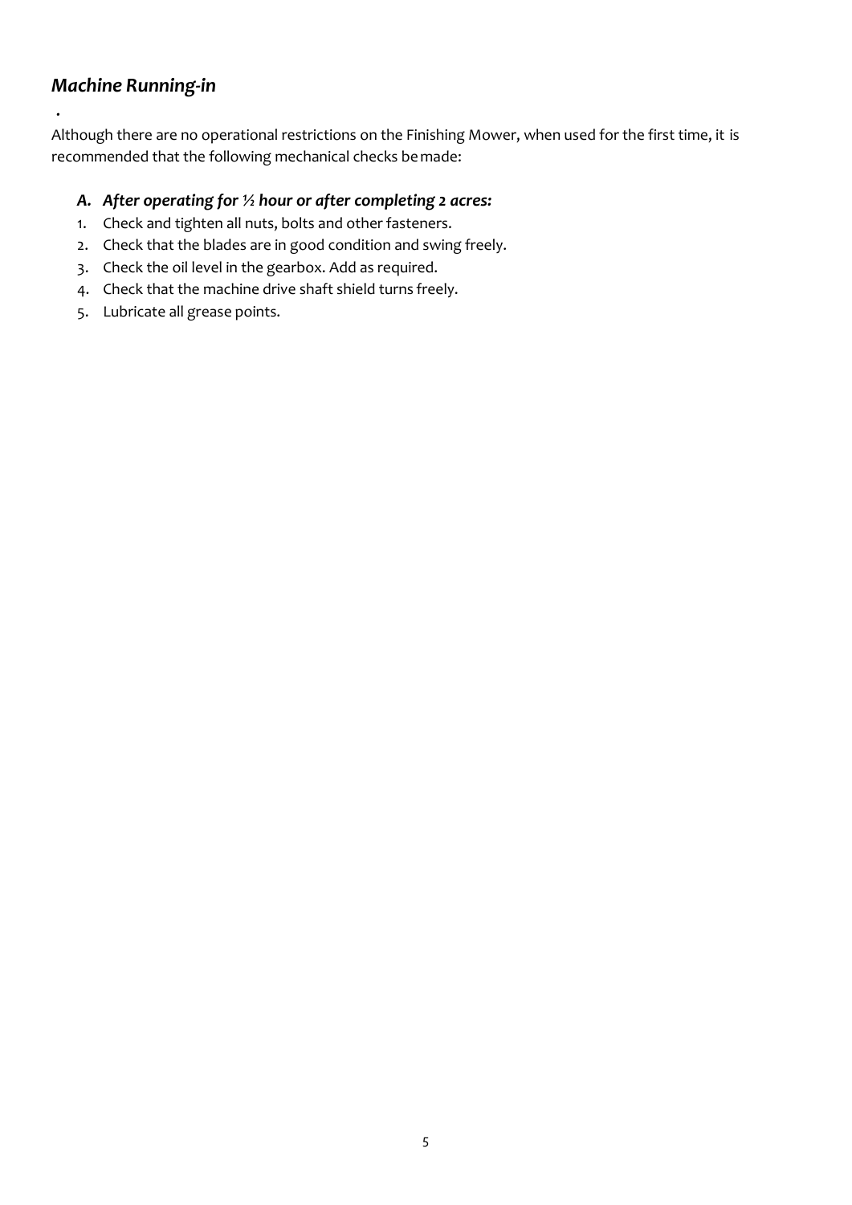## *Machine Running-in*

Although there are no operational restrictions on the Finishing Mower, when used for the first time, it is recommended that the following mechanical checks be made:

### *A. After operating for ½ hour or after completing 2 acres:*

1. Check and tighten all nuts, bolts and other fasteners.
2. Check that the blades are in good condition and swing freely.
3. Check the oil level in the gearbox. Add as required.
4. Check that the machine drive shaft shield turns freely.
5. Lubricate all grease points.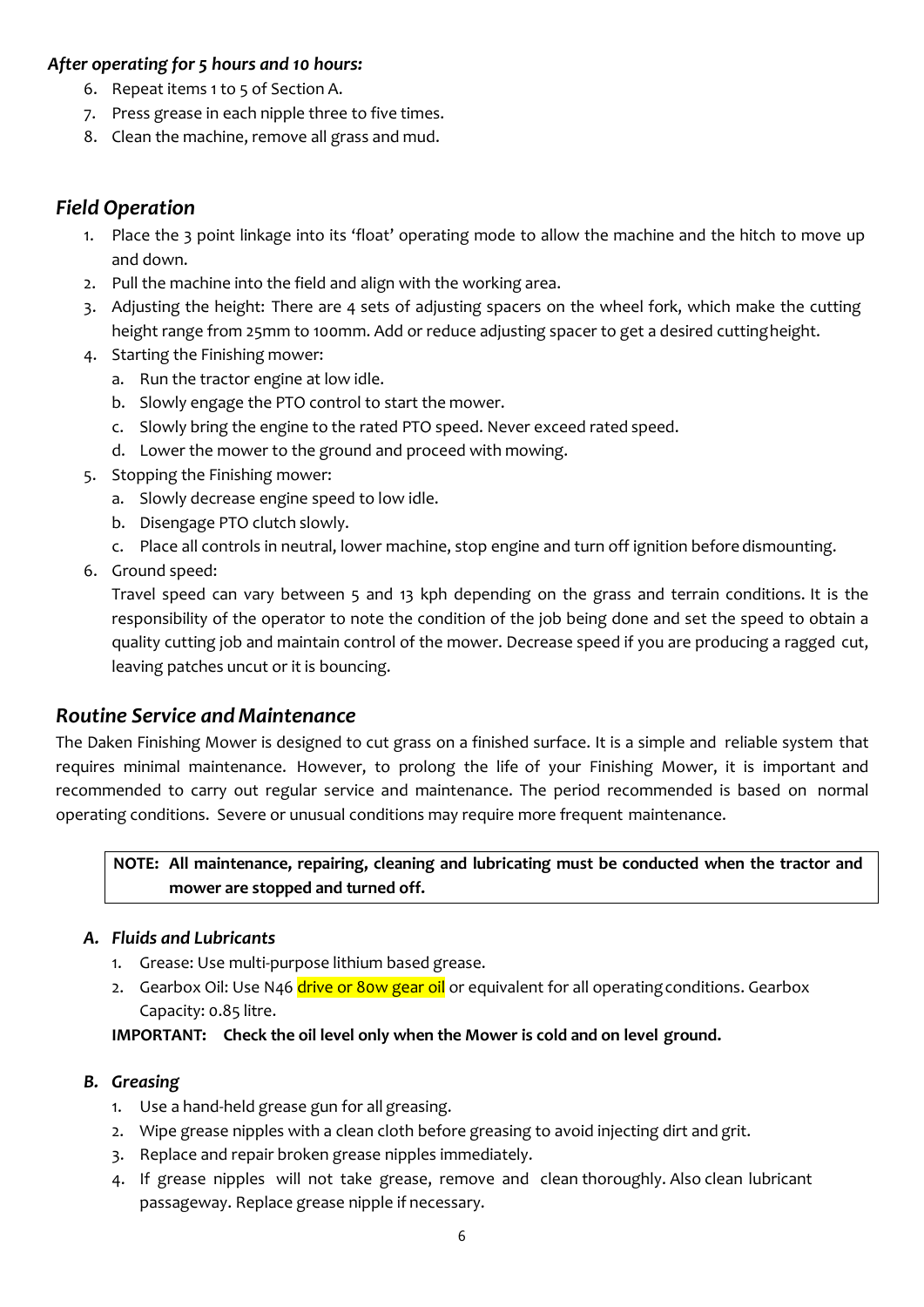***After operating for 5 hours and 10 hours:***

6. Repeat items 1 to 5 of Section A.
7. Press grease in each nipple three to five times.
8. Clean the machine, remove all grass and mud.

## *Field Operation*

1. Place the 3 point linkage into its 'float' operating mode to allow the machine and the hitch to move up and down.
2. Pull the machine into the field and align with the working area.
3. Adjusting the height: There are 4 sets of adjusting spacers on the wheel fork, which make the cutting height range from 25mm to 100mm. Add or reduce adjusting spacer to get a desired cutting height.
4. Starting the Finishing mower:
   a. Run the tractor engine at low idle.
   b. Slowly engage the PTO control to start the mower.
   c. Slowly bring the engine to the rated PTO speed. Never exceed rated speed.
   d. Lower the mower to the ground and proceed with mowing.
5. Stopping the Finishing mower:
   a. Slowly decrease engine speed to low idle.
   b. Disengage PTO clutch slowly.
   c. Place all controls in neutral, lower machine, stop engine and turn off ignition before dismounting.
6. Ground speed:
   Travel speed can vary between 5 and 13 kph depending on the grass and terrain conditions. It is the responsibility of the operator to note the condition of the job being done and set the speed to obtain a quality cutting job and maintain control of the mower. Decrease speed if you are producing a ragged cut, leaving patches uncut or it is bouncing.

## *Routine Service and Maintenance*

The Daken Finishing Mower is designed to cut grass on a finished surface. It is a simple and reliable system that requires minimal maintenance. However, to prolong the life of your Finishing Mower, it is important and recommended to carry out regular service and maintenance. The period recommended is based on normal operating conditions. Severe or unusual conditions may require more frequent maintenance.

> **NOTE: All maintenance, repairing, cleaning and lubricating must be conducted when the tractor and mower are stopped and turned off.**

### *A. Fluids and Lubricants*

1. Grease: Use multi-purpose lithium based grease.
2. Gearbox Oil: Use N46 drive or 80w gear oil or equivalent for all operating conditions. Gearbox Capacity: 0.85 litre.

**IMPORTANT: Check the oil level only when the Mower is cold and on level ground.**

### *B. Greasing*

1. Use a hand-held grease gun for all greasing.
2. Wipe grease nipples with a clean cloth before greasing to avoid injecting dirt and grit.
3. Replace and repair broken grease nipples immediately.
4. If grease nipples will not take grease, remove and clean thoroughly. Also clean lubricant passageway. Replace grease nipple if necessary.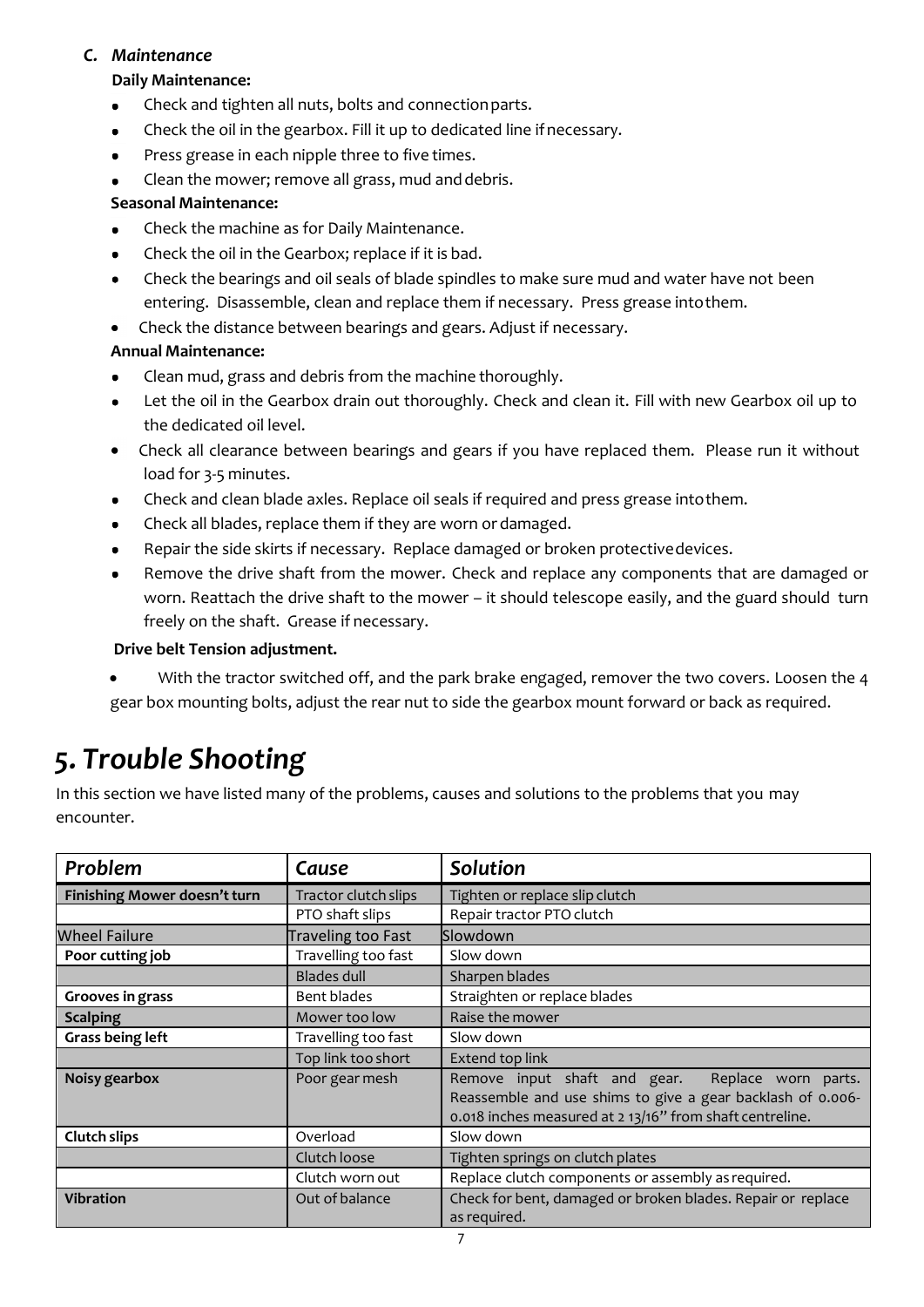### *C. Maintenance*

**Daily Maintenance:**

- Check and tighten all nuts, bolts and connection parts.
- Check the oil in the gearbox. Fill it up to dedicated line if necessary.
- Press grease in each nipple three to five times.
- Clean the mower; remove all grass, mud and debris.

**Seasonal Maintenance:**

- Check the machine as for Daily Maintenance.
- Check the oil in the Gearbox; replace if it is bad.
- Check the bearings and oil seals of blade spindles to make sure mud and water have not been entering. Disassemble, clean and replace them if necessary. Press grease into them.
- Check the distance between bearings and gears. Adjust if necessary.

**Annual Maintenance:**

- Clean mud, grass and debris from the machine thoroughly.
- Let the oil in the Gearbox drain out thoroughly. Check and clean it. Fill with new Gearbox oil up to the dedicated oil level.
- Check all clearance between bearings and gears if you have replaced them. Please run it without load for 3-5 minutes.
- Check and clean blade axles. Replace oil seals if required and press grease into them.
- Check all blades, replace them if they are worn or damaged.
- Repair the side skirts if necessary. Replace damaged or broken protective devices.
- Remove the drive shaft from the mower. Check and replace any components that are damaged or worn. Reattach the drive shaft to the mower – it should telescope easily, and the guard should turn freely on the shaft. Grease if necessary.

**Drive belt Tension adjustment.**

- With the tractor switched off, and the park brake engaged, remover the two covers. Loosen the 4 gear box mounting bolts, adjust the rear nut to side the gearbox mount forward or back as required.

# *5. Trouble Shooting*

In this section we have listed many of the problems, causes and solutions to the problems that you may encounter.

| *Problem* | *Cause* | *Solution* |
|---|---|---|
| **Finishing Mower doesn't turn** | Tractor clutch slips | Tighten or replace slip clutch |
| | PTO shaft slips | Repair tractor PTO clutch |
| Wheel Failure | Traveling too Fast | Slowdown |
| **Poor cutting job** | Travelling too fast | Slow down |
| | Blades dull | Sharpen blades |
| **Grooves in grass** | Bent blades | Straighten or replace blades |
| **Scalping** | Mower too low | Raise the mower |
| **Grass being left** | Travelling too fast | Slow down |
| | Top link too short | Extend top link |
| **Noisy gearbox** | Poor gear mesh | Remove input shaft and gear. Replace worn parts. Reassemble and use shims to give a gear backlash of 0.006-0.018 inches measured at 2 13/16" from shaft centreline. |
| **Clutch slips** | Overload | Slow down |
| | Clutch loose | Tighten springs on clutch plates |
| | Clutch worn out | Replace clutch components or assembly as required. |
| **Vibration** | Out of balance | Check for bent, damaged or broken blades. Repair or replace as required. |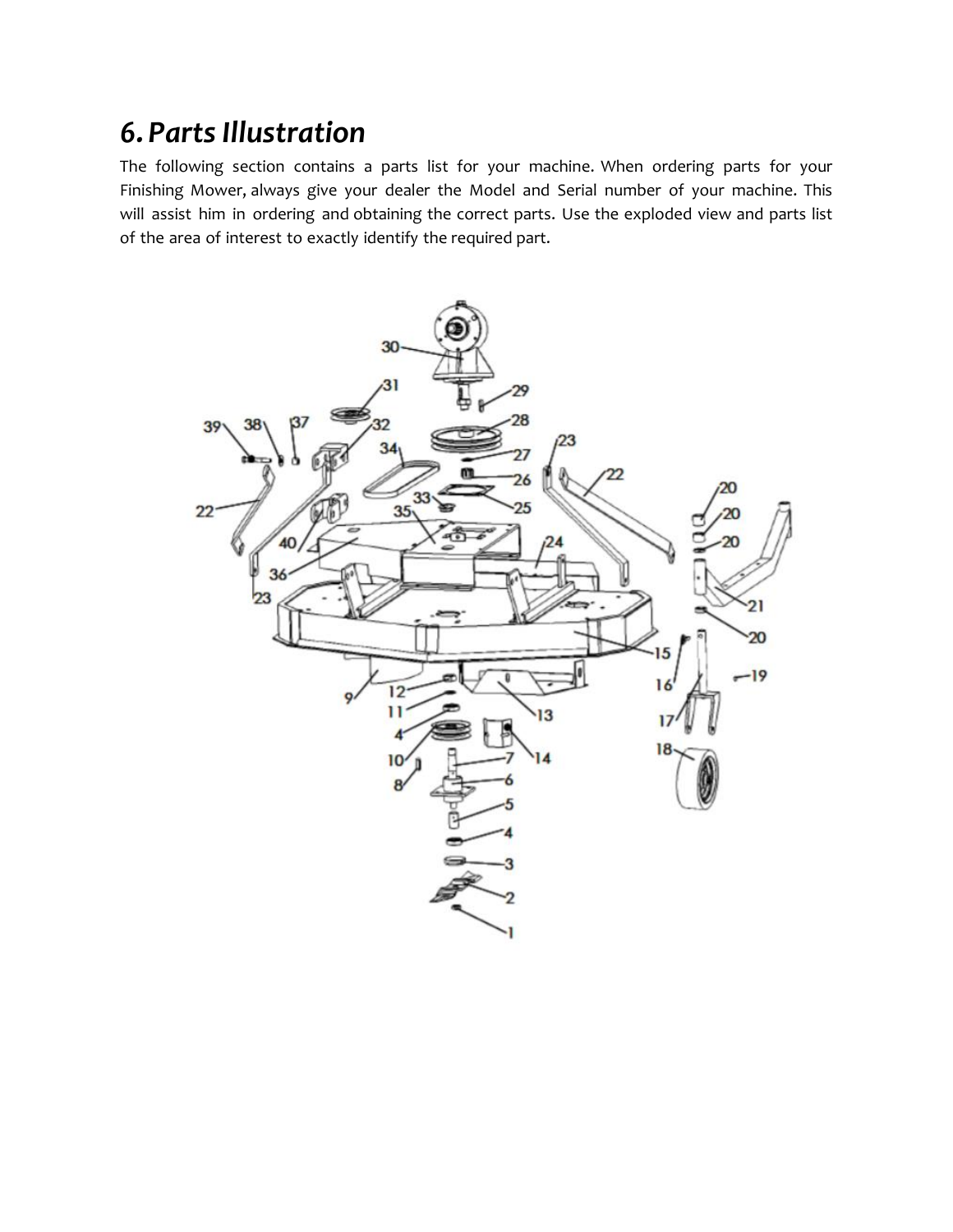# 6. Parts Illustration

The following section contains a parts list for your machine. When ordering parts for your Finishing Mower, always give your dealer the Model and Serial number of your machine. This will assist him in ordering and obtaining the correct parts. Use the exploded view and parts list of the area of interest to exactly identify the required part.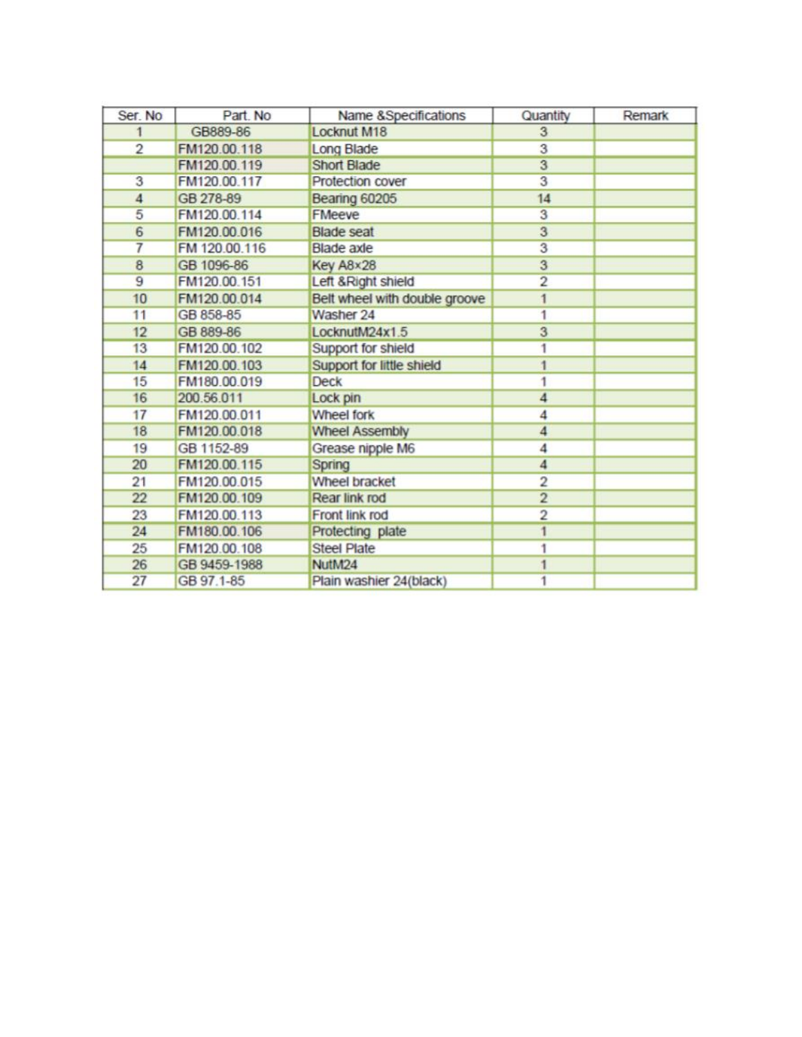| Ser. No | Part. No | Name &Specifications | Quantity | Remark |
|---|---|---|---|---|
| 1 | GB889-86 | Locknut M18 | 3 | |
| 2 | FM120.00.118 | Long Blade | 3 | |
| | FM120.00.119 | Short Blade | 3 | |
| 3 | FM120.00.117 | Protection cover | 3 | |
| 4 | GB 278-89 | Bearing 60205 | 14 | |
| 5 | FM120.00.114 | FMeeve | 3 | |
| 6 | FM120.00.016 | Blade seat | 3 | |
| 7 | FM 120.00.116 | Blade axle | 3 | |
| 8 | GB 1096-86 | Key A8×28 | 3 | |
| 9 | FM120.00.151 | Left &Right shield | 2 | |
| 10 | FM120.00.014 | Belt wheel with double groove | 1 | |
| 11 | GB 858-85 | Washer 24 | 1 | |
| 12 | GB 889-86 | LocknutM24x1.5 | 3 | |
| 13 | FM120.00.102 | Support for shield | 1 | |
| 14 | FM120.00.103 | Support for little shield | 1 | |
| 15 | FM180.00.019 | Deck | 1 | |
| 16 | 200.56.011 | Lock pin | 4 | |
| 17 | FM120.00.011 | Wheel fork | 4 | |
| 18 | FM120.00.018 | Wheel Assembly | 4 | |
| 19 | GB 1152-89 | Grease nipple M6 | 4 | |
| 20 | FM120.00.115 | Spring | 4 | |
| 21 | FM120.00.015 | Wheel bracket | 2 | |
| 22 | FM120.00.109 | Rear link rod | 2 | |
| 23 | FM120.00.113 | Front link rod | 2 | |
| 24 | FM180.00.106 | Protecting plate | 1 | |
| 25 | FM120.00.108 | Steel Plate | 1 | |
| 26 | GB 9459-1988 | NutM24 | 1 | |
| 27 | GB 97.1-85 | Plain washier 24(black) | 1 | |